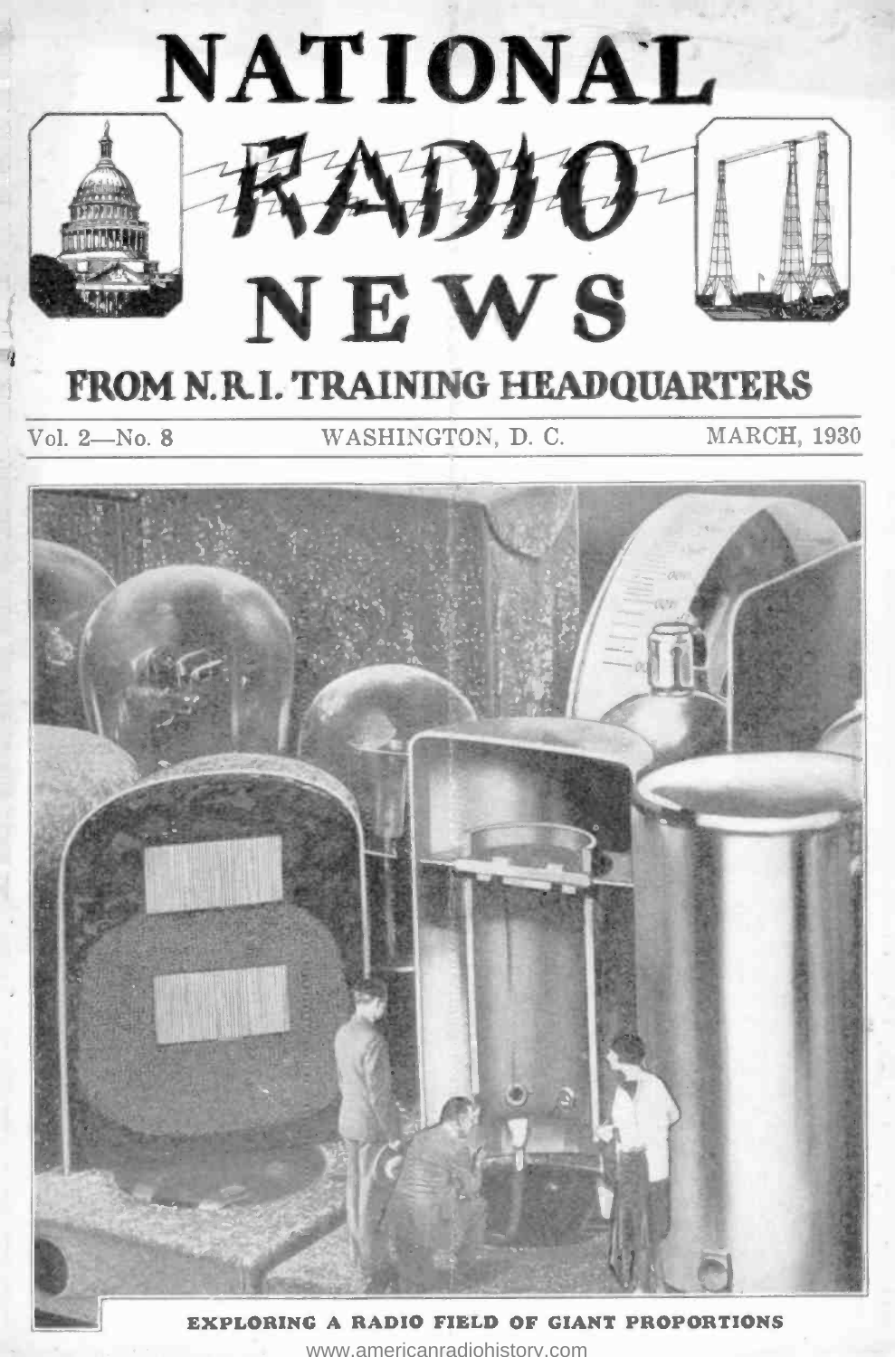# NATIONAL RADIO NEWS

## FROM N.R.I. TRAINING HEADQUARTERS

Vol. 2—No. 8 WASHINGTON, D. C. MARCH, 1930

EXPLORING A RADIO FIELD OF GIANT PROPORTIONS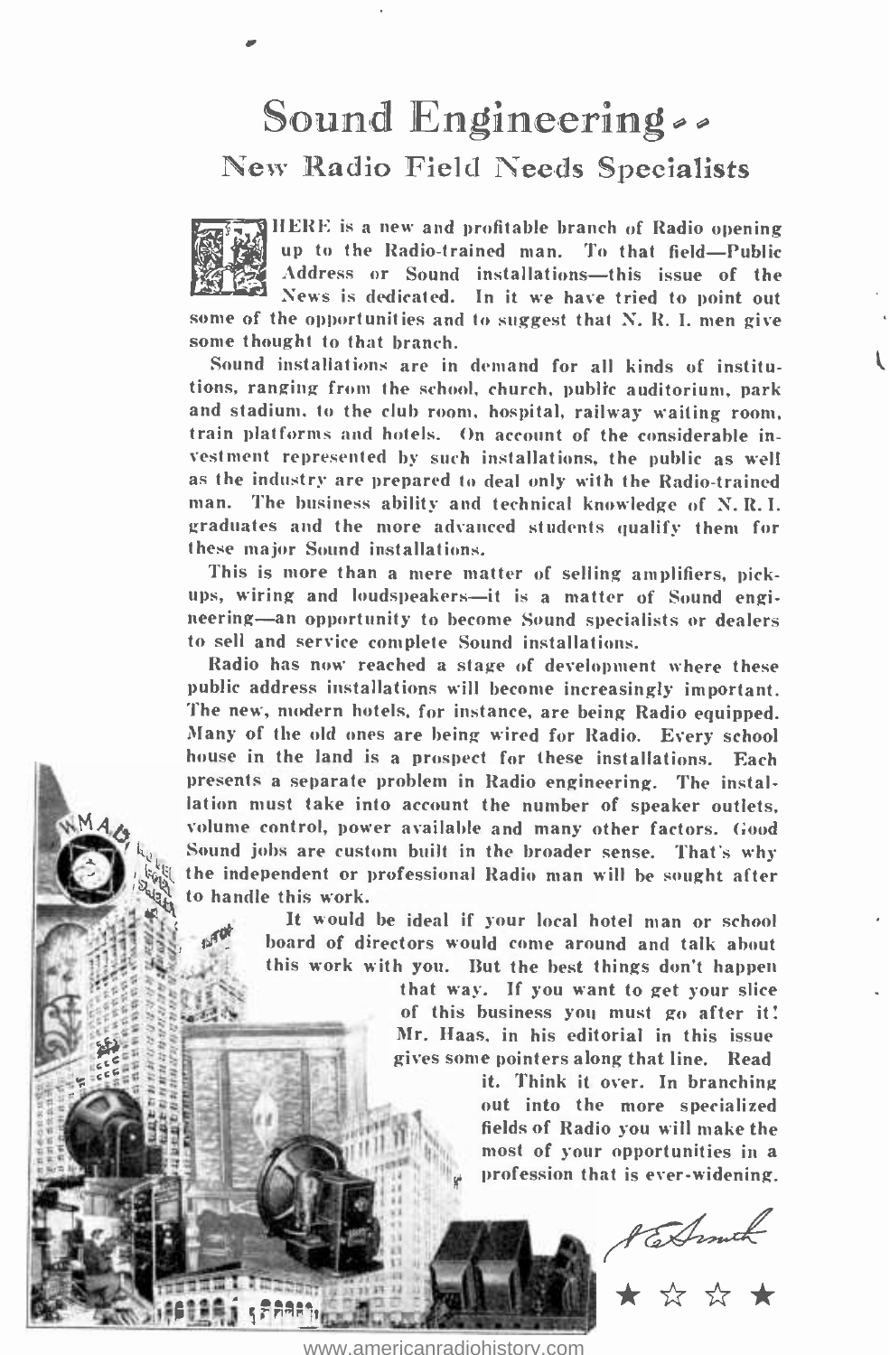# Sound Engineering

## New Radio Field Needs Specialists

THERE is a new and profitable branch of Radio opening up to the Radio-trained man. To that field—Public Address or Sound installations—this issue of the News is dedicated. In it we have tried to point out some of the opportunities and to suggest that N. R. I. men give some thought to that branch.

Sound installations are in demand for all kinds of institutions, ranging from the school, church, public auditorium, park and stadium, to the club room, hospital, railway waiting room, train platforms and hotels. On account of the considerable investment represented by such installations, the public as well as the industry are prepared to deal only with the Radio-trained man. The business ability and technical knowledge of N. R. I. graduates and the more advanced students qualify them for these major Sound installations.

This is more than a mere matter of selling amplifiers, pickups, wiring and loudspeakers—it is a matter of Sound engineering—an opportunity to become Sound specialists or dealers to sell and service complete Sound installations.

Radio has now reached a stage of development where these public address installations will become increasingly important. The new, modern hotels, for instance, are being Radio equipped. Many of the old ones are being wired for Radio. Every school house in the land is a prospect for these installations. Each presents a separate problem in Radio engineering. The installation must take into account the number of speaker outlets, volume control, power available and many other factors. Good Sound jobs are custom built in the broader sense. That's why the independent or professional Radio man will be sought after to handle this work.

It would be ideal if your local hotel man or school board of directors would come around and talk about this work with you. But the best things don't happen that way. If you want to get your slice of this business you must go after it! Mr. Haas, in his editorial in this issue gives some pointers along that line. Read it. Think it over. In branching out into the more specialized fields of Radio you will make the most of your opportunities in a profession that is ever-widening.

J. E. Smith

★ ☆ ☆ ★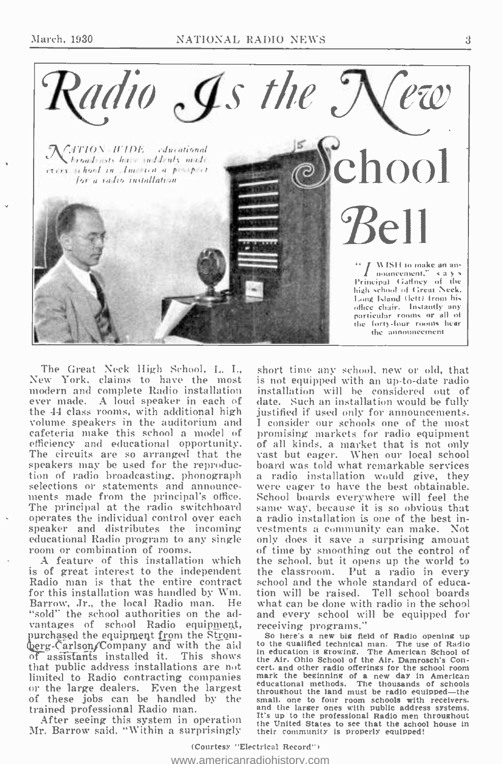# Radio Is the New School Bell

*NATION-WIDE educational broadcasts have suddenly made every school in America a prospect for a radio installation*

"I WISH to make an announcement," says Principal Gaffney of the high school of Great Neck, Long Island (left) from his office chair. Instantly any particular rooms or all of the forty-four rooms hear the announcement

The Great Neck High School, L. I., New York, claims to have the most modern and complete Radio installation ever made. A loud speaker in each of the 44 class rooms, with additional high volume speakers in the auditorium and cafeteria make this school a model of efficiency and educational opportunity. The circuits are so arranged that the speakers may be used for the reproduction of radio broadcasting, phonograph selections or statements and announcements made from the principal's office. The principal at the radio switchboard operates the individual control over each speaker and distributes the incoming educational Radio program to any single room or combination of rooms.

A feature of this installation which is of great interest to the independent Radio man is that the entire contract for this installation was handled by Wm. Barrow, Jr., the local Radio man. He "sold" the school authorities on the advantages of school Radio equipment, purchased the equipment from the Stromberg-Carlson Company and with the aid of assistants installed it. This shows that public address installations are not limited to Radio contracting companies or the large dealers. Even the largest of these jobs can be handled by the trained professional Radio man.

After seeing this system in operation Mr. Barrow said, "Within a surprisingly short time any school, new or old, that is not equipped with an up-to-date radio installation will be considered out of date. Such an installation would be fully justified if used only for announcements. I consider our schools one of the most promising markets for radio equipment of all kinds, a market that is not only vast but eager. When our local school board was told what remarkable services a radio installation would give, they were eager to have the best obtainable. School boards everywhere will feel the same way, because it is so obvious that a radio installation is one of the best investments a community can make. Not only does it save a surprising amount of time by smoothing out the control of the school, but it opens up the world to the classroom. Put a radio in every school and the whole standard of education will be raised. Tell school boards what can be done with radio in the school and every school will be equipped for receiving programs."

**So here's a new big field of Radio opening up to the qualified technical man. The use of Radio in education is growing. The American School of the Air, Ohio School of the Air, Damrosch's Concert, and other radio offerings for the school room mark the beginning of a new day in American educational methods. The thousands of schools throughout the land must be radio equipped—the small, one to four room schools with receivers, and the larger ones with public address systems. It's up to the professional Radio men throughout the United States to see that the school house in their community is properly equipped!**

(Courtesy "Electrical Record")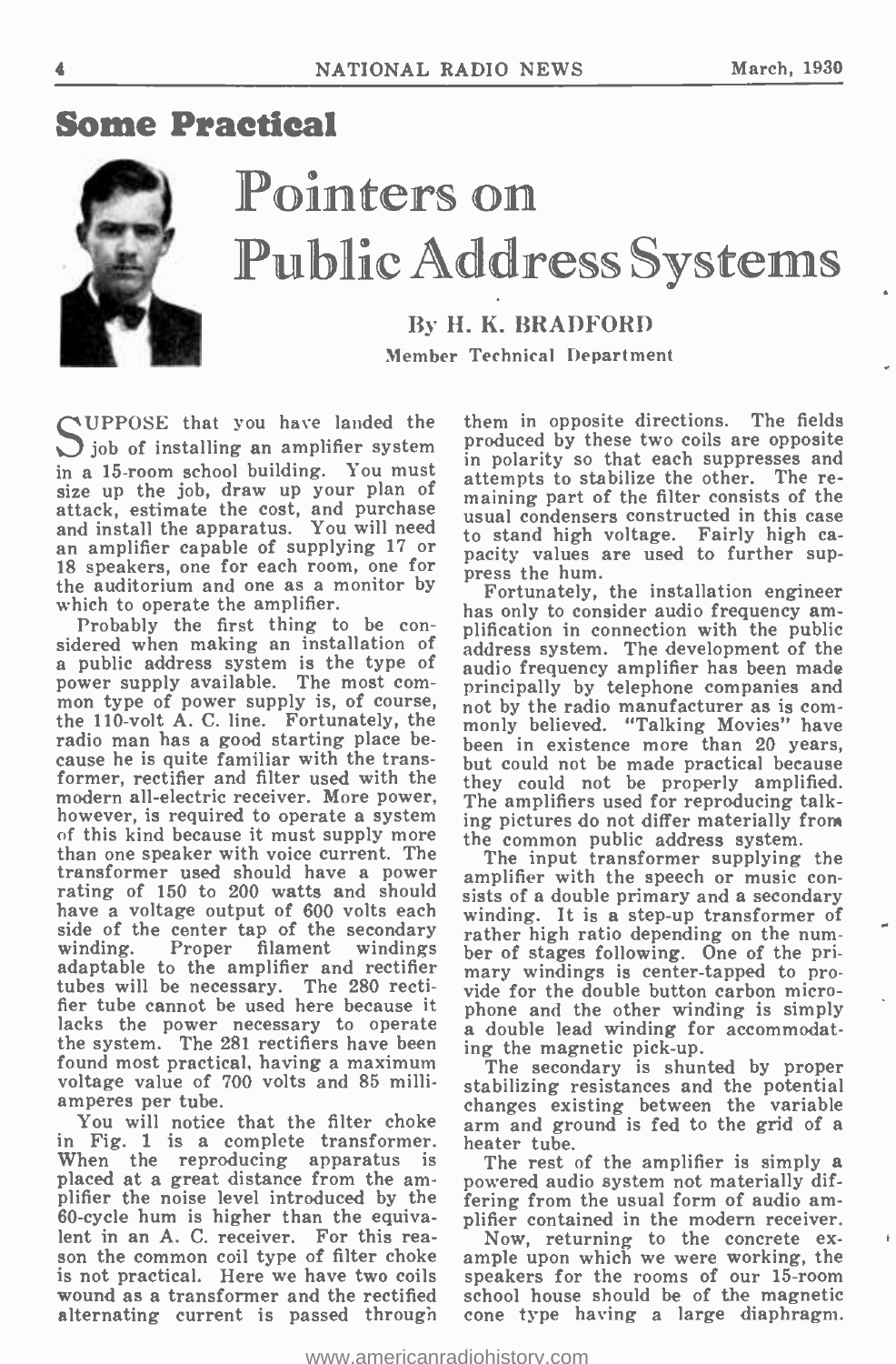# Some Practical Pointers on Public Address Systems

**By H. K. BRADFORD**
Member Technical Department

SUPPOSE that you have landed the job of installing an amplifier system in a 15-room school building. You must size up the job, draw up your plan of attack, estimate the cost, and purchase and install the apparatus. You will need an amplifier capable of supplying 17 or 18 speakers, one for each room, one for the auditorium and one as a monitor by which to operate the amplifier.

Probably the first thing to be considered when making an installation of a public address system is the type of power supply available. The most common type of power supply is, of course, the 110-volt A. C. line. Fortunately, the radio man has a good starting place because he is quite familiar with the transformer, rectifier and filter used with the modern all-electric receiver. More power, however, is required to operate a system of this kind because it must supply more than one speaker with voice current. The transformer used should have a power rating of 150 to 200 watts and should have a voltage output of 600 volts each side of the center tap of the secondary winding. Proper filament windings adaptable to the amplifier and rectifier tubes will be necessary. The 280 rectifier tube cannot be used here because it lacks the power necessary to operate the system. The 281 rectifiers have been found most practical, having a maximum voltage value of 700 volts and 85 milliamperes per tube.

You will notice that the filter choke in Fig. 1 is a complete transformer. When the reproducing apparatus is placed at a great distance from the amplifier the noise level introduced by the 60-cycle hum is higher than the equivalent in an A. C. receiver. For this reason the common coil type of filter choke is not practical. Here we have two coils wound as a transformer and the rectified alternating current is passed through them in opposite directions. The fields produced by these two coils are opposite in polarity so that each suppresses and attempts to stabilize the other. The remaining part of the filter consists of the usual condensers constructed in this case to stand high voltage. Fairly high capacity values are used to further suppress the hum.

Fortunately, the installation engineer has only to consider audio frequency amplification in connection with the public address system. The development of the audio frequency amplifier has been made principally by telephone companies and not by the radio manufacturer as is commonly believed. "Talking Movies" have been in existence more than 20 years, but could not be made practical because they could not be properly amplified. The amplifiers used for reproducing talking pictures do not differ materially from the common public address system.

The input transformer supplying the amplifier with the speech or music consists of a double primary and a secondary winding. It is a step-up transformer of rather high ratio depending on the number of stages following. One of the primary windings is center-tapped to provide for the double button carbon microphone and the other winding is simply a double lead winding for accommodating the magnetic pick-up.

The secondary is shunted by proper stabilizing resistances and the potential changes existing between the variable arm and ground is fed to the grid of a heater tube.

The rest of the amplifier is simply a powered audio system not materially differing from the usual form of audio amplifier contained in the modern receiver.

Now, returning to the concrete example upon which we were working, the speakers for the rooms of our 15-room school house should be of the magnetic cone type having a large diaphragm.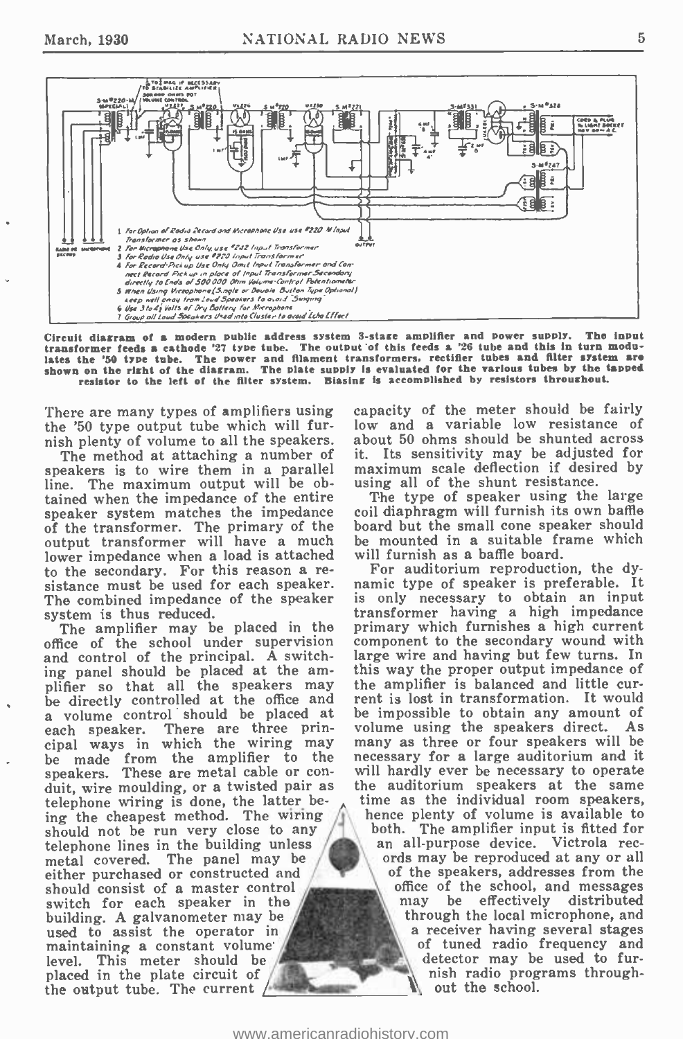1 For Option of Radio Record and Microphone Use use #220 M Input Transformer as shown
2 For Microphone Use Only use #242 Input Transformer
3 For Radio Use Only use #220 Input Transformer
4 For Record-Pick-up Use Only Omit Input Transformer and Connect Record Pick up in place of Input Transformer Secondary directly to Ends of 500 000 Ohm Volume-Control Potentiometer
5 When Using Vitrophone (Single or Double Button Type Optional) keep well away from Loud Speakers to avoid "Singing"
6 Use 3 to 4½ Volts of Dry Battery for Microphone
7 Group all Loud Speakers Used into Cluster to avoid Echo Effect

**Circuit diagram of a modern public address system 3-stage amplifier and power supply. The input transformer feeds a cathode '27 type tube. The output of this feeds a '26 tube and this in turn modulates the '50 type tube. The power and filament transformers, rectifier tubes and filter system are shown on the right of the diagram. The plate supply is evaluated for the various tubes by the tapped resistor to the left of the filter system. Biasing is accomplished by resistors throughout.**

There are many types of amplifiers using the '50 type output tube which will furnish plenty of volume to all the speakers.

The method at attaching a number of speakers is to wire them in a parallel line. The maximum output will be obtained when the impedance of the entire speaker system matches the impedance of the transformer. The primary of the output transformer will have a much lower impedance when a load is attached to the secondary. For this reason a resistance must be used for each speaker. The combined impedance of the speaker system is thus reduced.

The amplifier may be placed in the office of the school under supervision and control of the principal. A switching panel should be placed at the amplifier so that all the speakers may be directly controlled at the office and a volume control should be placed at each speaker. There are three principal ways in which the wiring may be made from the amplifier to the speakers. These are metal cable or conduit, wire moulding, or a twisted pair as telephone wiring is done, the latter being the cheapest method. The wiring should not be run very close to any telephone lines in the building unless metal covered. The panel may be either purchased or constructed and should consist of a master control switch for each speaker in the building. A galvanometer may be used to assist the operator in maintaining a constant volume level. This meter should be placed in the plate circuit of the output tube. The current capacity of the meter should be fairly low and a variable low resistance of about 50 ohms should be shunted across it. Its sensitivity may be adjusted for maximum scale deflection if desired by using all of the shunt resistance.

The type of speaker using the large coil diaphragm will furnish its own baffle board but the small cone speaker should be mounted in a suitable frame which will furnish as a baffle board.

For auditorium reproduction, the dynamic type of speaker is preferable. It is only necessary to obtain an input transformer having a high impedance primary which furnishes a high current component to the secondary wound with large wire and having but few turns. In this way the proper output impedance of the amplifier is balanced and little current is lost in transformation. It would be impossible to obtain any amount of volume using the speakers direct. As many as three or four speakers will be necessary for a large auditorium and it will hardly ever be necessary to operate the auditorium speakers at the same time as the individual room speakers, hence plenty of volume is available to both. The amplifier input is fitted for an all-purpose device. Victrola records may be reproduced at any or all of the speakers, addresses from the office of the school, and messages may be effectively distributed through the local microphone, and a receiver having several stages of tuned radio frequency and detector may be used to furnish radio programs throughout the school.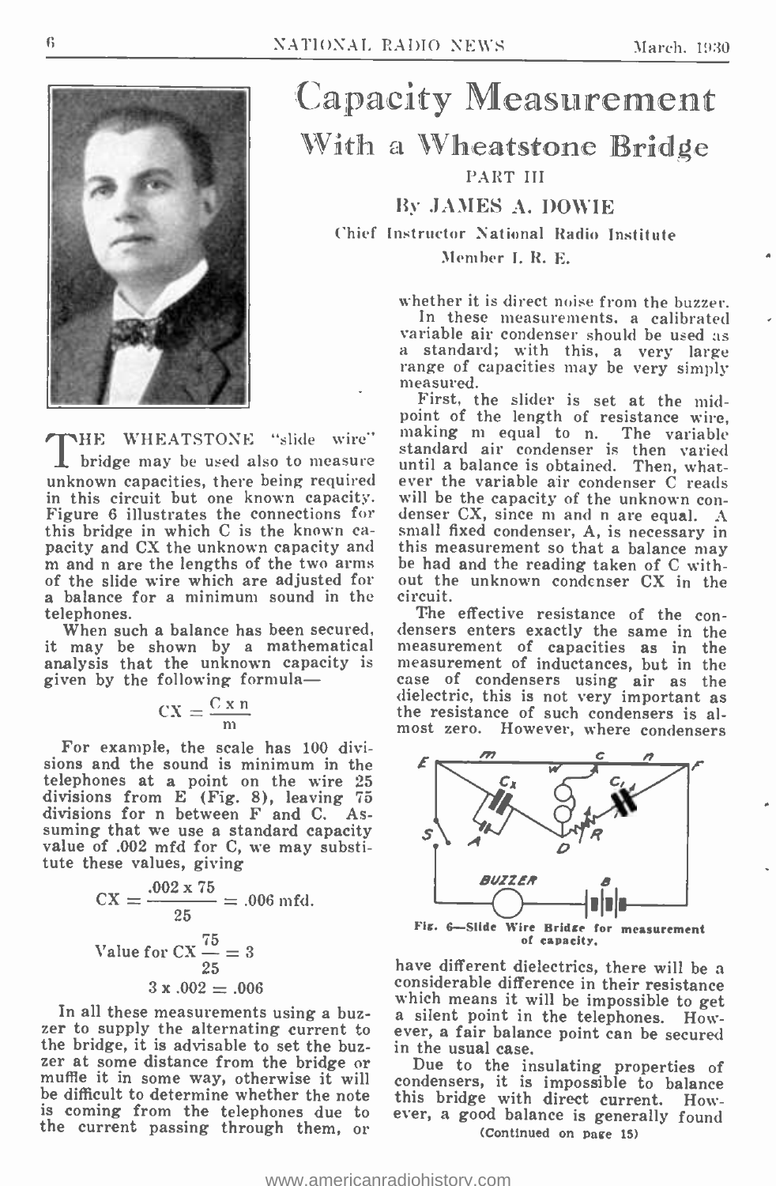# Capacity Measurement

## With a Wheatstone Bridge

PART III

By JAMES A. DOWIE

Chief Instructor National Radio Institute

Member I. R. E.

THE WHEATSTONE "slide wire" bridge may be used also to measure unknown capacities, there being required in this circuit but one known capacity. Figure 6 illustrates the connections for this bridge in which C is the known capacity and CX the unknown capacity and m and n are the lengths of the two arms of the slide wire which are adjusted for a balance for a minimum sound in the telephones.

When such a balance has been secured, it may be shown by a mathematical analysis that the unknown capacity is given by the following formula—

$$CX = \frac{C \times n}{m}$$

For example, the scale has 100 divisions and the sound is minimum in the telephones at a point on the wire 25 divisions from E (Fig. 8), leaving 75 divisions for n between F and C. Assuming that we use a standard capacity value of .002 mfd for C, we may substitute these values, giving

$$CX = \frac{.002 \times 75}{25} = .006 \text{ mfd.}$$

$$\text{Value for CX } \frac{75}{25} = 3$$

$$3 \times .002 = .006$$

In all these measurements using a buzzer to supply the alternating current to the bridge, it is advisable to set the buzzer at some distance from the bridge or muffle it in some way, otherwise it will be difficult to determine whether the note is coming from the telephones due to the current passing through them, or whether it is direct noise from the buzzer.

In these measurements, a calibrated variable air condenser should be used as a standard; with this, a very large range of capacities may be very simply measured.

First, the slider is set at the midpoint of the length of resistance wire, making m equal to n. The variable standard air condenser is then varied until a balance is obtained. Then, whatever the variable air condenser C reads will be the capacity of the unknown condenser CX, since m and n are equal. A small fixed condenser, A, is necessary in this measurement so that a balance may be had and the reading taken of C without the unknown condenser CX in the circuit.

The effective resistance of the condensers enters exactly the same in the measurement of capacities as in the measurement of inductances, but in the case of condensers using air as the dielectric, this is not very important as the resistance of such condensers is almost zero. However, where condensers have different dielectrics, there will be a considerable difference in their resistance which means it will be impossible to get a silent point in the telephones. However, a fair balance point can be secured in the usual case.

Fig. 6—Slide Wire Bridge for measurement of capacity.

Due to the insulating properties of condensers, it is impossible to balance this bridge with direct current. However, a good balance is generally found

(Continued on page 15)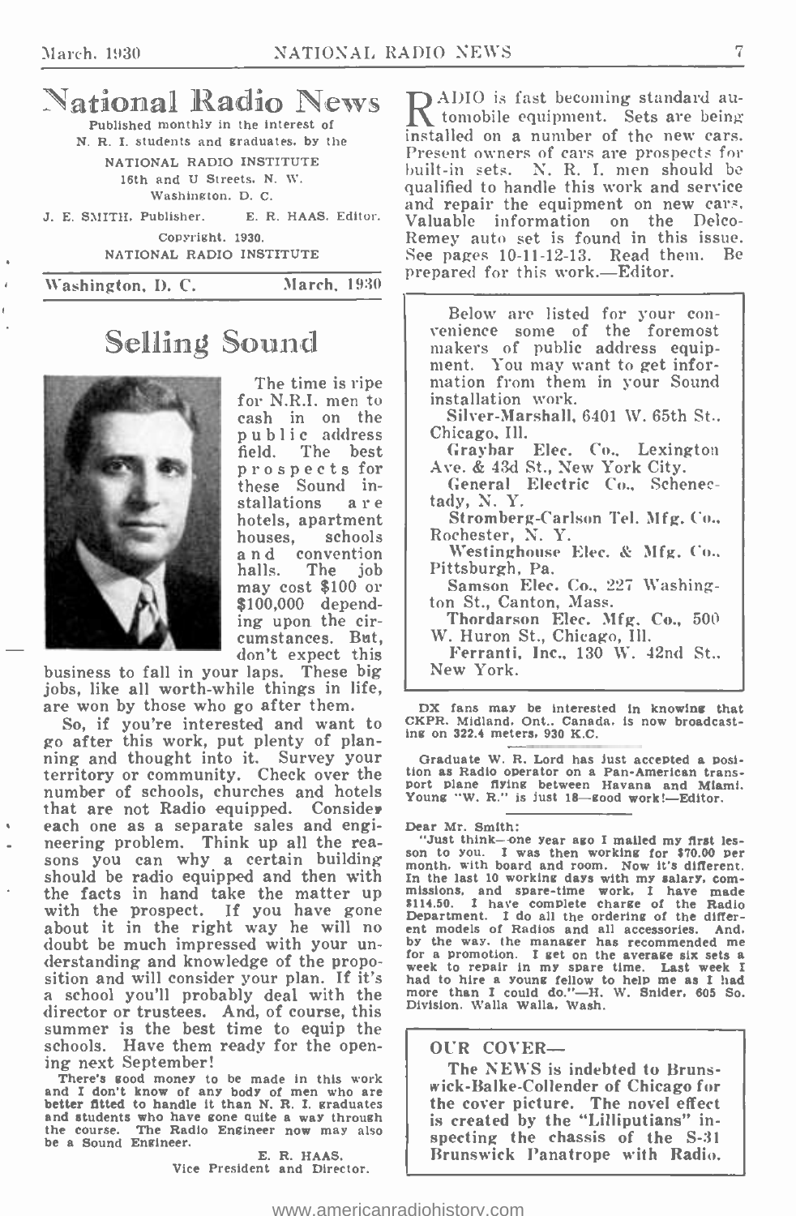# National Radio News

Published monthly in the interest of N. R. I. students and graduates, by the

NATIONAL RADIO INSTITUTE
16th and U Streets, N. W.
Washington, D. C.

J. E. SMITH, Publisher. E. R. HAAS, Editor.

Copyright, 1930.
NATIONAL RADIO INSTITUTE

Washington, D. C. March, 1930

## Selling Sound

The time is ripe for N.R.I. men to cash in on the public address field. The best prospects for these Sound installations are hotels, apartment houses, schools and convention halls. The job may cost $100 or $100,000 depending upon the circumstances. But, don't expect this business to fall in your laps. These big jobs, like all worth-while things in life, are won by those who go after them.

So, if you're interested and want to go after this work, put plenty of planning and thought into it. Survey your territory or community. Check over the number of schools, churches and hotels that are not Radio equipped. Consider each one as a separate sales and engineering problem. Think up all the reasons you can why a certain building should be radio equipped and then with the facts in hand take the matter up with the prospect. If you have gone about it in the right way he will no doubt be much impressed with your understanding and knowledge of the proposition and will consider your plan. If it's a school you'll probably deal with the director or trustees. And, of course, this summer is the best time to equip the schools. Have them ready for the opening next September!

There's good money to be made in this work and I don't know of any body of men who are better fitted to handle it than N. R. I. graduates and students who have gone quite a way through the course. The Radio Engineer now may also be a Sound Engineer.

E. R. HAAS.
Vice President and Director.

RADIO is fast becoming standard automobile equipment. Sets are being installed on a number of the new cars. Present owners of cars are prospects for built-in sets. N. R. I. men should be qualified to handle this work and service and repair the equipment on new cars. Valuable information on the Delco-Remey auto set is found in this issue. See pages 10-11-12-13. Read them. Be prepared for this work.—Editor.

Below are listed for your convenience some of the foremost makers of public address equipment. You may want to get information from them in your Sound installation work.

Silver-Marshall, 6401 W. 65th St., Chicago, Ill.

Graybar Elec. Co., Lexington Ave. & 43d St., New York City.

General Electric Co., Schenectady, N. Y.

Stromberg-Carlson Tel. Mfg. Co., Rochester, N. Y.

Westinghouse Elec. & Mfg. Co., Pittsburgh, Pa.

Samson Elec. Co., 227 Washington St., Canton, Mass.

Thordarson Elec. Mfg. Co., 500 W. Huron St., Chicago, Ill.

Ferranti, Inc., 130 W. 42nd St., New York.

DX fans may be interested in knowing that CKPR, Midland, Ont., Canada, is now broadcasting on 322.4 meters, 930 K.C.

Graduate W. R. Lord has just accepted a position as Radio operator on a Pan-American transport plane flying between Havana and Miami. Young "W. R." is just 18—good work!—Editor.

Dear Mr. Smith:

"Just think—one year ago I mailed my first lesson to you. I was then working for $70.00 per month, with board and room. Now it's different. In the last 10 working days with my salary, commissions, and spare-time work, I have made $114.50. I have complete charge of the Radio Department. I do all the ordering of the different models of Radios and all accessories. And, by the way, the manager has recommended me for a promotion. I get on the average six sets a week to repair in my spare time. Last week I had to hire a young fellow to help me as I had more than I could do."—H. W. Snider, 605 So. Division, Walla Walla, Wash.

### OUR COVER—

The NEWS is indebted to Brunswick-Balke-Collender of Chicago for the cover picture. The novel effect is created by the "Lilliputians" inspecting the chassis of the S-31 Brunswick Panatrope with Radio.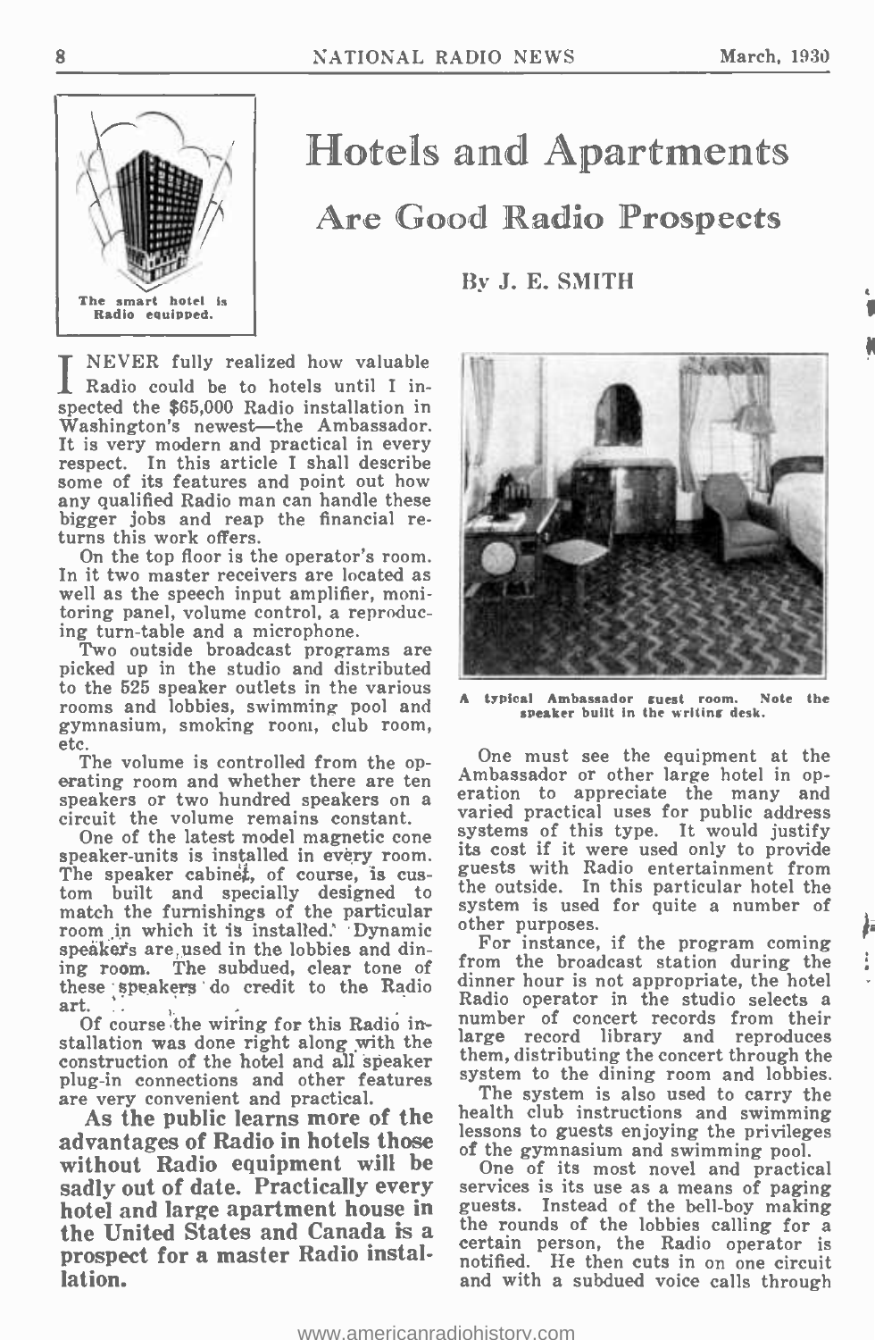# Hotels and Apartments

## Are Good Radio Prospects

By J. E. SMITH

The smart hotel is Radio equipped.

I NEVER fully realized how valuable Radio could be to hotels until I inspected the $65,000 Radio installation in Washington's newest—the Ambassador. It is very modern and practical in every respect. In this article I shall describe some of its features and point out how any qualified Radio man can handle these bigger jobs and reap the financial returns this work offers.

On the top floor is the operator's room. In it two master receivers are located as well as the speech input amplifier, monitoring panel, volume control, a reproducing turn-table and a microphone.

Two outside broadcast programs are picked up in the studio and distributed to the 525 speaker outlets in the various rooms and lobbies, swimming pool and gymnasium, smoking room, club room, etc.

The volume is controlled from the operating room and whether there are ten speakers or two hundred speakers on a circuit the volume remains constant.

One of the latest model magnetic cone speaker-units is installed in every room. The speaker cabinet, of course, is custom built and specially designed to match the furnishings of the particular room in which it is installed. Dynamic speakers are used in the lobbies and dining room. The subdued, clear tone of these speakers do credit to the Radio art.

Of course the wiring for this Radio installation was done right along with the construction of the hotel and all speaker plug-in connections and other features are very convenient and practical.

**As the public learns more of the advantages of Radio in hotels those without Radio equipment will be sadly out of date. Practically every hotel and large apartment house in the United States and Canada is a prospect for a master Radio installation.**

A typical Ambassador guest room. Note the speaker built in the writing desk.

One must see the equipment at the Ambassador or other large hotel in operation to appreciate the many and varied practical uses for public address systems of this type. It would justify its cost if it were used only to provide guests with Radio entertainment from the outside. In this particular hotel the system is used for quite a number of other purposes.

For instance, if the program coming from the broadcast station during the dinner hour is not appropriate, the hotel Radio operator in the studio selects a number of concert records from their large record library and reproduces them, distributing the concert through the system to the dining room and lobbies.

The system is also used to carry the health club instructions and swimming lessons to guests enjoying the privileges of the gymnasium and swimming pool.

One of its most novel and practical services is its use as a means of paging guests. Instead of the bell-boy making the rounds of the lobbies calling for a certain person, the Radio operator is notified. He then cuts in on one circuit and with a subdued voice calls through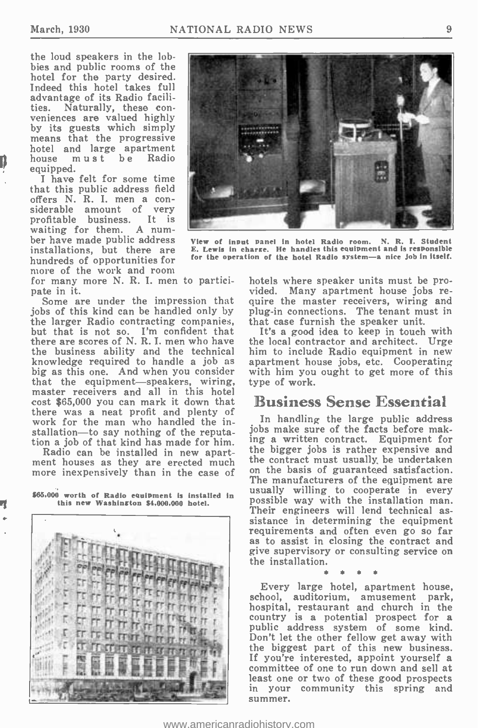the loud speakers in the lobbies and public rooms of the hotel for the party desired. Indeed this hotel takes full advantage of its Radio facilities. Naturally, these conveniences are valued highly by its guests which simply means that the progressive hotel and large apartment house must be Radio equipped.

I have felt for some time that this public address field offers N. R. I. men a considerable amount of very profitable business. It is waiting for them. A number have made public address installations, but there are hundreds of opportunities for more of the work and room for many more N. R. I. men to participate in it.

View of input panel in hotel Radio room. N. R. I. Student E. Lewis in charge. He handles this equipment and is responsible for the operation of the hotel Radio system—a nice job in itself.

Some are under the impression that jobs of this kind can be handled only by the larger Radio contracting companies, but that is not so. I'm confident that there are scores of N. R. I. men who have the business ability and the technical knowledge required to handle a job as big as this one. And when you consider that the equipment—speakers, wiring, master receivers and all in this hotel cost $65,000 you can mark it down that there was a neat profit and plenty of work for the man who handled the installation—to say nothing of the reputation a job of that kind has made for him.

Radio can be installed in new apartment houses as they are erected much more inexpensively than in the case of hotels where speaker units must be provided. Many apartment house jobs require the master receivers, wiring and plug-in connections. The tenant must in that case furnish the speaker unit.

$65,000 worth of Radio equipment is installed in this new Washington $4,000,000 hotel.

It's a good idea to keep in touch with the local contractor and architect. Urge him to include Radio equipment in new apartment house jobs, etc. Cooperating with him you ought to get more of this type of work.

## Business Sense Essential

In handling the large public address jobs make sure of the facts before making a written contract. Equipment for the bigger jobs is rather expensive and the contract must usually be undertaken on the basis of guaranteed satisfaction. The manufacturers of the equipment are usually willing to cooperate in every possible way with the installation man. Their engineers will lend technical assistance in determining the equipment requirements and often even go so far as to assist in closing the contract and give supervisory or consulting service on the installation.

\* \* \* \*

Every large hotel, apartment house, school, auditorium, amusement park, hospital, restaurant and church in the country is a potential prospect for a public address system of some kind. Don't let the other fellow get away with the biggest part of this new business. If you're interested, appoint yourself a committee of one to run down and sell at least one or two of these good prospects in your community this spring and summer.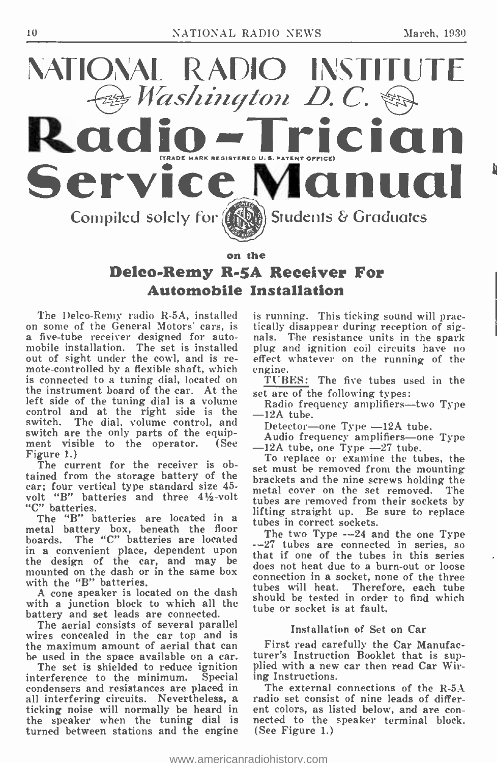# NATIONAL RADIO INSTITUTE
## *Washington D. C.*

# Radio-Trician Service Manual

(TRADE MARK REGISTERED U. S. PATENT OFFICE)

Compiled solely for Students & Graduates

on the

## Delco-Remy R-5A Receiver For Automobile Installation

The Delco-Remy radio R-5A, installed on some of the General Motors' cars, is a five-tube receiver designed for automobile installation. The set is installed out of sight under the cowl, and is remote-controlled by a flexible shaft, which is connected to a tuning dial, located on the instrument board of the car. At the left side of the tuning dial is a volume control and at the right side is the switch. The dial, volume control, and switch are the only parts of the equipment visible to the operator. (See Figure 1.)

The current for the receiver is obtained from the storage battery of the car; four vertical type standard size 45-volt "B" batteries and three 4½-volt "C" batteries.

The "B" batteries are located in a metal battery box, beneath the floor boards. The "C" batteries are located in a convenient place, dependent upon the design of the car, and may be mounted on the dash or in the same box with the "B" batteries.

A cone speaker is located on the dash with a junction block to which all the battery and set leads are connected.

The aerial consists of several parallel wires concealed in the car top and is the maximum amount of aerial that can be used in the space available on a car.

The set is shielded to reduce ignition interference to the minimum. Special condensers and resistances are placed in all interfering circuits. Nevertheless, a ticking noise will normally be heard in the speaker when the tuning dial is turned between stations and the engine is running. This ticking sound will practically disappear during reception of signals. The resistance units in the spark plug and ignition coil circuits have no effect whatever on the running of the engine.

TUBES: The five tubes used in the set are of the following types:

Radio frequency amplifiers—two Type —12A tube.

Detector—one Type —12A tube.

Audio frequency amplifiers—one Type —12A tube, one Type —27 tube.

To replace or examine the tubes, the set must be removed from the mounting brackets and the nine screws holding the metal cover on the set removed. The tubes are removed from their sockets by lifting straight up. Be sure to replace tubes in correct sockets.

The two Type —24 and the one Type —27 tubes are connected in series, so that if one of the tubes in this series does not heat due to a burn-out or loose connection in a socket, none of the three tubes will heat. Therefore, each tube should be tested in order to find which tube or socket is at fault.

### Installation of Set on Car

First read carefully the Car Manufacturer's Instruction Booklet that is supplied with a new car then read Car Wiring Instructions.

The external connections of the R-5A radio set consist of nine leads of different colors, as listed below, and are connected to the speaker terminal block. (See Figure 1.)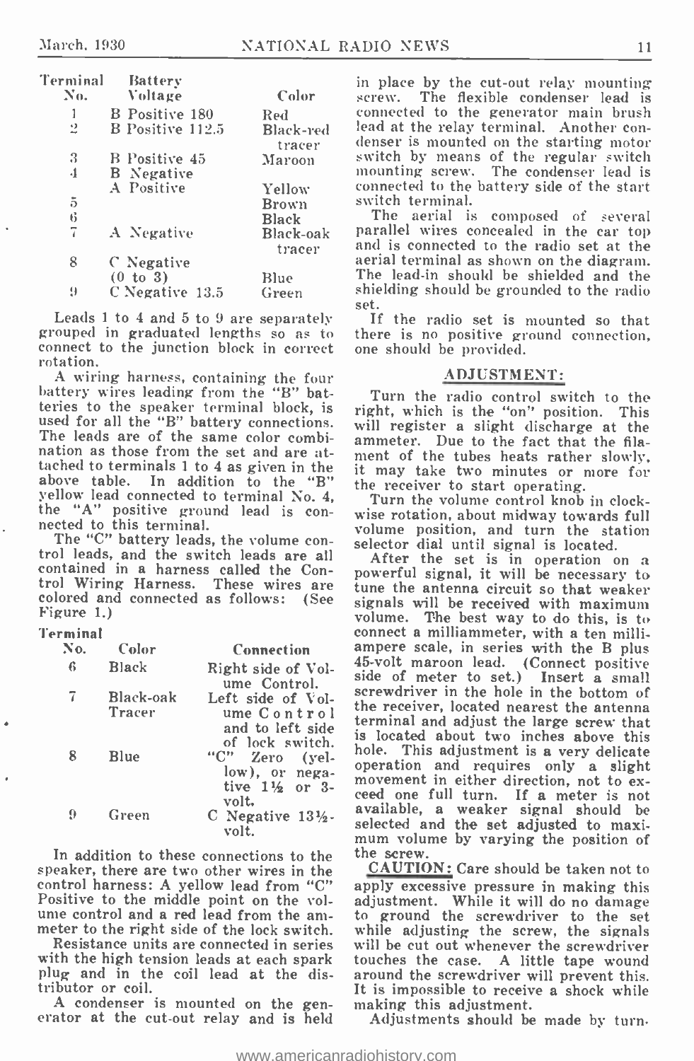| Terminal No. | Battery Voltage | Color |
|---|---|---|
| 1 | B Positive 180 | Red |
| 2 | B Positive 112.5 | Black-red tracer |
| 3 | B Positive 45 | Maroon |
| 4 | B Negative A Positive | Yellow |
| 5 | | Brown |
| 6 | | Black |
| 7 | A Negative | Black-oak tracer |
| 8 | C Negative (0 to 3) | Blue |
| 9 | C Negative 13.5 | Green |

Leads 1 to 4 and 5 to 9 are separately grouped in graduated lengths so as to connect to the junction block in correct rotation.

A wiring harness, containing the four battery wires leading from the "B" batteries to the speaker terminal block, is used for all the "B" battery connections. The leads are of the same color combination as those from the set and are attached to terminals 1 to 4 as given in the above table. In addition to the "B" yellow lead connected to terminal No. 4, the "A" positive ground lead is connected to this terminal.

The "C" battery leads, the volume control leads, and the switch leads are all contained in a harness called the Control Wiring Harness. These wires are colored and connected as follows: (See Figure 1.)

| Terminal No. | Color | Connection |
|---|---|---|
| 6 | Black | Right side of Volume Control. |
| 7 | Black-oak Tracer | Left side of Volume Control and to left side of lock switch. |
| 8 | Blue | "C" Zero (yellow), or negative 1½ or 3-volt. |
| 9 | Green | C Negative 13½-volt. |

In addition to these connections to the speaker, there are two other wires in the control harness: A yellow lead from "C" Positive to the middle point on the volume control and a red lead from the ammeter to the right side of the lock switch.

Resistance units are connected in series with the high tension leads at each spark plug and in the coil lead at the distributor or coil.

A condenser is mounted on the generator at the cut-out relay and is held in place by the cut-out relay mounting screw. The flexible condenser lead is connected to the generator main brush lead at the relay terminal. Another condenser is mounted on the starting motor switch by means of the regular switch mounting screw. The condenser lead is connected to the battery side of the start switch terminal.

The aerial is composed of several parallel wires concealed in the car top and is connected to the radio set at the aerial terminal as shown on the diagram. The lead-in should be shielded and the shielding should be grounded to the radio set.

If the radio set is mounted so that there is no positive ground connection, one should be provided.

## ADJUSTMENT:

Turn the radio control switch to the right, which is the "on" position. This will register a slight discharge at the ammeter. Due to the fact that the filament of the tubes heats rather slowly, it may take two minutes or more for the receiver to start operating.

Turn the volume control knob in clockwise rotation, about midway towards full volume position, and turn the station selector dial until signal is located.

After the set is in operation on a powerful signal, it will be necessary to tune the antenna circuit so that weaker signals will be received with maximum volume. The best way to do this, is to connect a milliammeter, with a ten milliampere scale, in series with the B plus 45-volt maroon lead. (Connect positive side of meter to set.) Insert a small screwdriver in the hole in the bottom of the receiver, located nearest the antenna terminal and adjust the large screw that is located about two inches above this hole. This adjustment is a very delicate operation and requires only a slight movement in either direction, not to exceed one full turn. If a meter is not available, a weaker signal should be selected and the set adjusted to maximum volume by varying the position of the screw.

**CAUTION:** Care should be taken not to apply excessive pressure in making this adjustment. While it will do no damage to ground the screwdriver to the set while adjusting the screw, the signals will be cut out whenever the screwdriver touches the case. A little tape wound around the screwdriver will prevent this. It is impossible to receive a shock while making this adjustment.

Adjustments should be made by turn-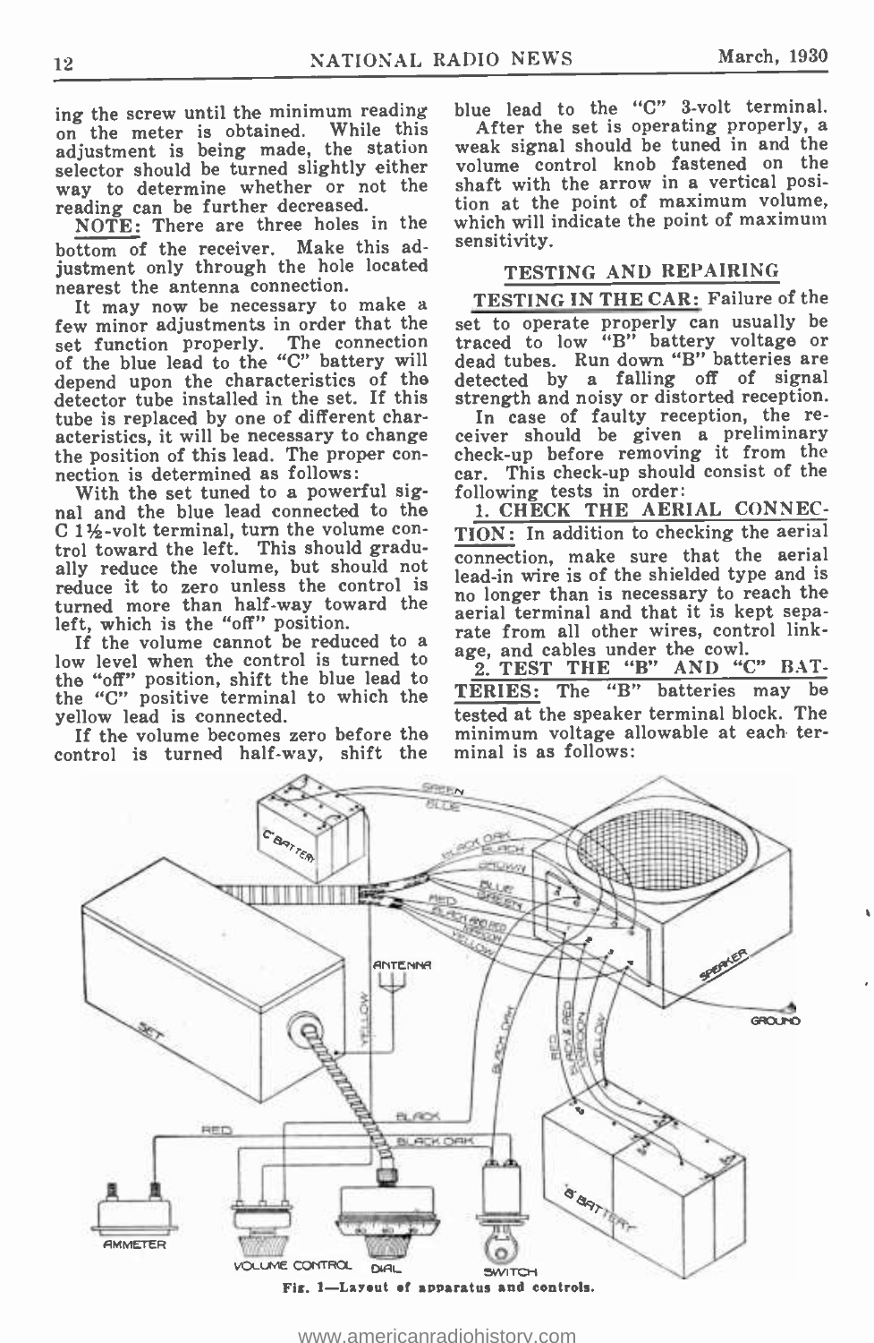ing the screw until the minimum reading on the meter is obtained. While this adjustment is being made, the station selector should be turned slightly either way to determine whether or not the reading can be further decreased.

NOTE: There are three holes in the bottom of the receiver. Make this adjustment only through the hole located nearest the antenna connection.

It may now be necessary to make a few minor adjustments in order that the set function properly. The connection of the blue lead to the "C" battery will depend upon the characteristics of the detector tube installed in the set. If this tube is replaced by one of different characteristics, it will be necessary to change the position of this lead. The proper connection is determined as follows:

With the set tuned to a powerful signal and the blue lead connected to the C 1½-volt terminal, turn the volume control toward the left. This should gradually reduce the volume, but should not reduce it to zero unless the control is turned more than half-way toward the left, which is the "off" position.

If the volume cannot be reduced to a low level when the control is turned to the "off" position, shift the blue lead to the "C" positive terminal to which the yellow lead is connected.

If the volume becomes zero before the control is turned half-way, shift the blue lead to the "C" 3-volt terminal.

After the set is operating properly, a weak signal should be tuned in and the volume control knob fastened on the shaft with the arrow in a vertical position at the point of maximum volume, which will indicate the point of maximum sensitivity.

## TESTING AND REPAIRING

**TESTING IN THE CAR:** Failure of the set to operate properly can usually be traced to low "B" battery voltage or dead tubes. Run down "B" batteries are detected by a falling off of signal strength and noisy or distorted reception.

In case of faulty reception, the receiver should be given a preliminary check-up before removing it from the car. This check-up should consist of the following tests in order:

**1. CHECK THE AERIAL CONNECTION:** In addition to checking the aerial connection, make sure that the aerial lead-in wire is of the shielded type and is no longer than is necessary to reach the aerial terminal and that it is kept separate from all other wires, control linkage, and cables under the cowl.

**2. TEST THE "B" AND "C" BATTERIES:** The "B" batteries may be tested at the speaker terminal block. The minimum voltage allowable at each terminal is as follows:

Fig. 1—Layout of apparatus and controls.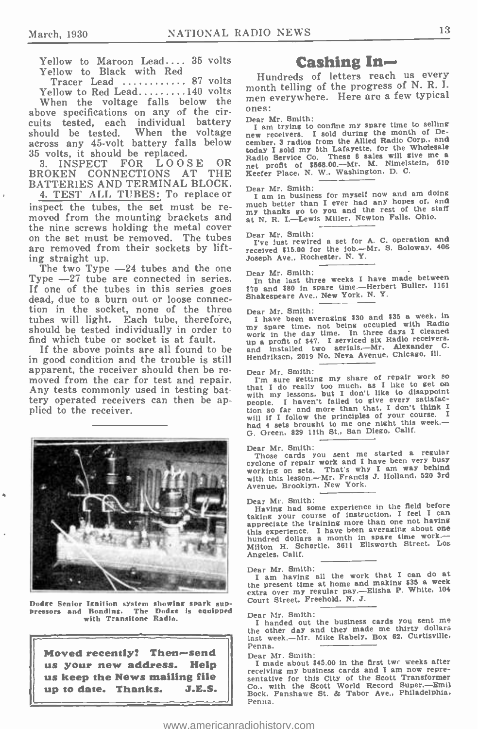Yellow to Maroon Lead.... 35 volts
Yellow to Black with Red Tracer Lead ............ 87 volts
Yellow to Red Lead.........140 volts

When the voltage falls below the above specifications on any of the circuits tested, each individual battery should be tested. When the voltage across any 45-volt battery falls below 35 volts, it should be replaced.

3. INSPECT FOR LOOSE OR BROKEN CONNECTIONS AT THE BATTERIES AND TERMINAL BLOCK.

4. TEST ALL TUBES: To replace or inspect the tubes, the set must be removed from the mounting brackets and the nine screws holding the metal cover on the set must be removed. The tubes are removed from their sockets by lifting straight up.

The two Type —24 tubes and the one Type —27 tube are connected in series. If one of the tubes in this series goes dead, due to a burn out or loose connection in the socket, none of the three tubes will light. Each tube, therefore, should be tested individually in order to find which tube or socket is at fault.

If the above points are all found to be in good condition and the trouble is still apparent, the receiver should then be removed from the car for test and repair. Any tests commonly used in testing battery operated receivers can then be applied to the receiver.

Dodge Senior Ignition system showing spark suppressors and Bonding. The Dodge is equipped with Transitone Radio.

**Moved recently? Then—send us your new address. Help us keep the News mailing file up to date. Thanks. J.E.S.**

# Cashing In—

Hundreds of letters reach us every month telling of the progress of N. R. I. men everywhere. Here are a few typical ones:

Dear Mr. Smith:
I am trying to confine my spare time to selling new receivers. I sold during the month of December, 3 radios from the Allied Radio Corp., and today I sold my 5th Lafayette, for the Wholesale Radio Service Co. These 8 sales will give me a net profit of $568.00.—Mr. M. Nimelstein, 610 Keefer Place, N. W., Washington, D. C.

Dear Mr. Smith:
I am in business for myself now and am doing much better than I ever had any hopes of, and my thanks go to you and the rest of the staff at N. R. I.—Lewis Miller, Newton Falls, Ohio.

Dear Mr. Smith:
I've just rewired a set for A. C. operation and received $15.00 for the job.—Mr. S. Soloway, 406 Joseph Ave., Rochester, N. Y.

Dear Mr. Smith:
In the last three weeks I have made between $70 and $80 in spare time.—Herbert Buller, 1161 Shakespeare Ave., New York, N. Y.

Dear Mr. Smith:
I have been averaging $30 and $35 a week, in my spare time, not being occupied with Radio work in the day time. In three days I cleaned up a profit of $47. I serviced six Radio receivers, and installed two aerials.—Mr. Alexander C. Hendriksen, 2019 No. Neva Avenue, Chicago, Ill.

Dear Mr. Smith:
I'm sure getting my share of repair work so that I do really too much, as I like to get on with my lessons, but I don't like to disappoint people. I haven't failed to give every satisfaction so far and more than that, I don't think I will if I follow the principles of your course. I had 4 sets brought to me one night this week.—G. Green, 829 11th St., San Diego, Calif.

Dear Mr. Smith:
Those cards you sent me started a regular cyclone of repair work and I have been very busy working on sets. That's why I am way behind with this lesson.—Mr. Francis J. Holland, 520 3rd Avenue, Brooklyn, New York.

Dear Mr. Smith:
Having had some experience in the field before taking your course of instruction, I feel I can appreciate the training more than one not having this experience. I have been averaging about one hundred dollars a month in spare time work.—Milton H. Schertle, 3611 Ellsworth Street, Los Angeles, Calif.

Dear Mr. Smith:
I am having all the work that I can do at the present time at home and making $35 a week extra over my regular pay.—Elisha P. White, 104 Court Street, Freehold, N. J.

Dear Mr. Smith:
I handed out the business cards you sent me the other day and they made me thirty dollars last week.—Mr. Mike Rabely, Box 62, Curtisville, Penna.

Dear Mr. Smith:
I made about $45.00 in the first two weeks after receiving my business cards and I am now representative for this City of the Scott Transformer Co., with the Scott World Record Super.—Emil Bock, Fanshawe St. & Tabor Ave., Philadelphia, Penna.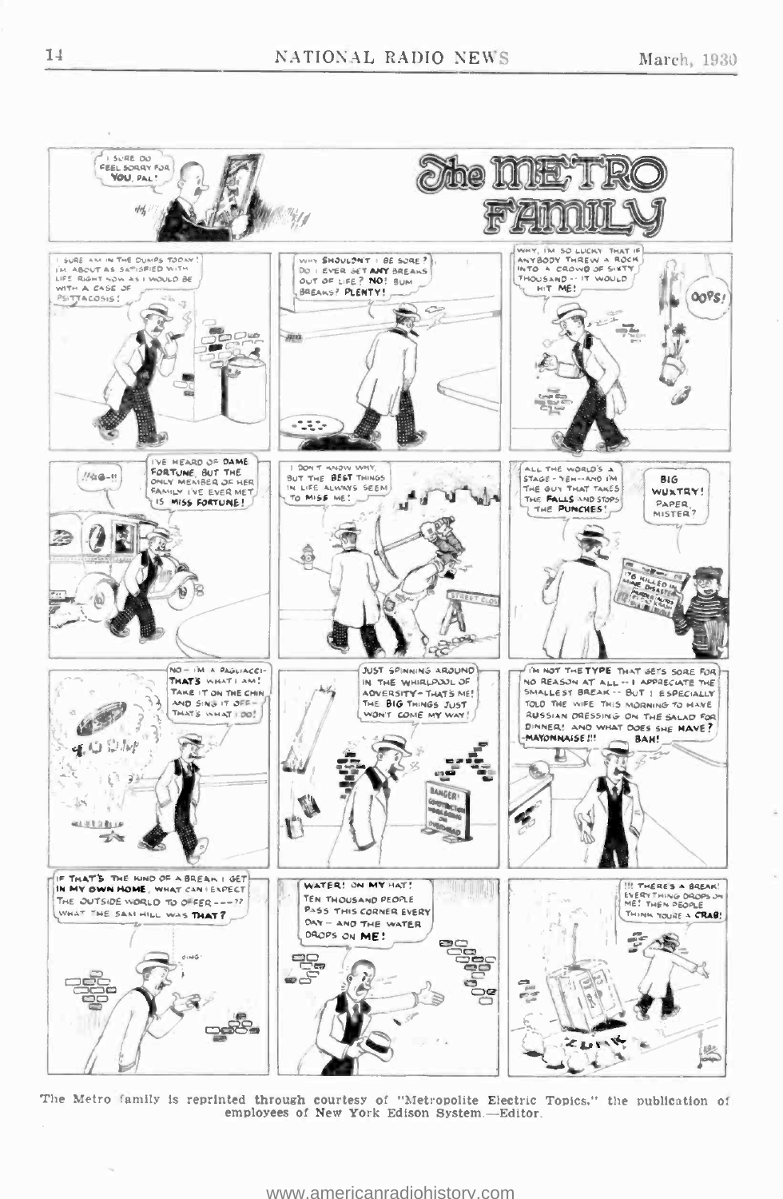# The METRO FAMILY

I SURE DO FEEL SORRY FOR **YOU**, PAL!

I SURE AM IN THE DUMPS TODAY! I'M ABOUT AS SATISFIED WITH LIFE RIGHT NOW AS I WOULD BE WITH A CASE OF PSITTACOSIS!

WHY **SHOULDN'T** I BE SORE? DO I EVER GET **ANY** BREAKS OUT OF LIFE? **NO!** BUM BREAKS? **PLENTY!**

WHY, I'M SO LUCKY THAT IF ANYBODY THREW A ROCK INTO A CROWD OF SIXTY THOUSAND -- IT WOULD HIT **ME!**

OOPS!

!!#@-!!

I'VE HEARD OF **DAME FORTUNE**, BUT THE ONLY MEMBER OF HER FAMILY I'VE EVER MET IS **MISS FORTUNE!**

I DON'T KNOW WHY, BUT THE **BEST** THINGS IN LIFE ALWAYS SEEM TO **MISS** ME!

ALL THE WORLD'S A STAGE - YEH -- AND I'M THE GUY THAT TAKES THE **FALLS** AND STOPS THE **PUNCHES!**

BIG WUXTRY! PAPER, MISTER?

NO - I'M A PAGLIACCI - **THAT'S** WHAT I AM! TAKE IT ON THE CHIN AND SING IT OFF - THAT'S WHAT I DO!

JUST SPINNING AROUND IN THE WHIRLPOOL OF ADVERSITY - THAT'S ME! THE **BIG** THINGS JUST WON'T COME MY WAY!

I'M NOT THE **TYPE** THAT GETS SORE FOR NO REASON AT ALL -- I APPRECIATE THE SMALLEST BREAK -- BUT I ESPECIALLY TOLD THE WIFE THIS MORNING TO HAVE RUSSIAN DRESSING ON THE SALAD FOR DINNER! AND WHAT DOES SHE **HAVE?** -MAYONNAISE!!! BAH!

IF THAT'S THE KIND OF A BREAK I GET **IN MY OWN HOME**, WHAT CAN I EXPECT THE OUTSIDE WORLD TO OFFER ---?? WHAT THE SAM HILL WAS **THAT?**

WATER! ON **MY** HAT! TEN THOUSAND PEOPLE PASS THIS CORNER EVERY DAY - AND THE WATER DROPS ON **ME!**

!!! THERE'S A BREAK! EVERYTHING DROPS ON ME! THEN PEOPLE THINK YOU'RE A **CRAB!**

The Metro family is reprinted through courtesy of "Metropolite Electric Topics," the publication of employees of New York Edison System.—Editor.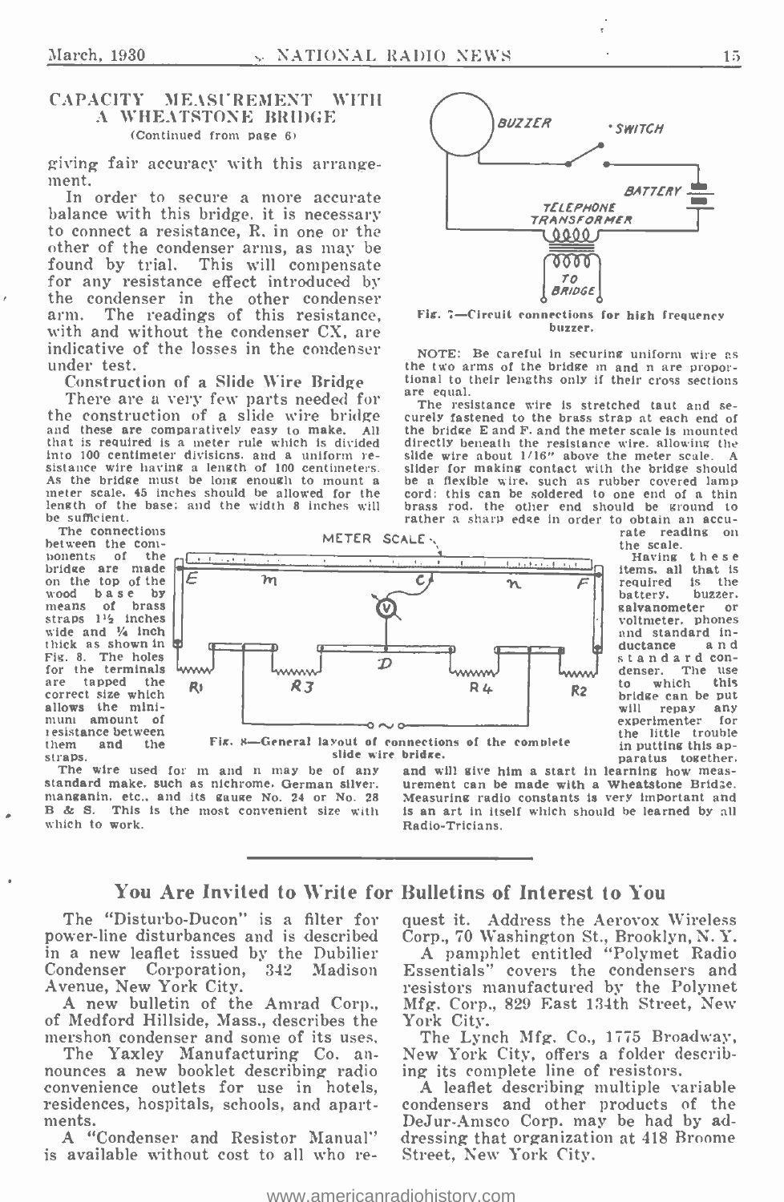## CAPACITY MEASUREMENT WITH A WHEATSTONE BRIDGE

(Continued from page 6)

giving fair accuracy with this arrangement.

In order to secure a more accurate balance with this bridge, it is necessary to connect a resistance, R, in one or the other of the condenser arms, as may be found by trial. This will compensate for any resistance effect introduced by the condenser in the other condenser arm. The readings of this resistance, with and without the condenser CX, are indicative of the losses in the condenser under test.

### Construction of a Slide Wire Bridge

There are a very few parts needed for the construction of a slide wire bridge and these are comparatively easy to make. All that is required is a meter rule which is divided into 100 centimeter divisions, and a uniform resistance wire having a length of 100 centimeters. As the bridge must be long enough to mount a meter scale, 45 inches should be allowed for the length of the base; and the width 8 inches will be sufficient.

The connections between the components of the bridge are made on the top of the wood base by means of brass straps 1½ inches wide and ¼ inch thick as shown in Fig. 8. The holes for the terminals are tapped the correct size which allows the minimum amount of resistance between them and the straps.

The wire used for m and n may be of any standard make, such as nichrome, German silver, manganin, etc., and its gauge No. 24 or No. 28 B & S. This is the most convenient size with which to work.

Fig. 7—Circuit connections for high frequency buzzer.

NOTE: Be careful in securing uniform wire as the two arms of the bridge m and n are proportional to their lengths only if their cross sections are equal.

The resistance wire is stretched taut and securely fastened to the brass strap at each end of the bridge E and F, and the meter scale is mounted directly beneath the resistance wire, allowing the slide wire about 1/16" above the meter scale. A slider for making contact with the bridge should be a flexible wire, such as rubber covered lamp cord; this can be soldered to one end of a thin brass rod, the other end should be ground to rather a sharp edge in order to obtain an accurate reading on the scale.

Having these items, all that is required is the battery, buzzer, galvanometer or voltmeter, phones and standard inductance and standard condenser. The use to which this bridge can be put will repay any experimenter for the little trouble in putting this apparatus together, and will give him a start in learning how measurement can be made with a Wheatstone Bridge. Measuring radio constants is very important and is an art in itself which should be learned by all Radio-Tricians.

Fig. 8—General layout of connections of the complete slide wire bridge.

---

## You Are Invited to Write for Bulletins of Interest to You

The "Disturbo-Ducon" is a filter for power-line disturbances and is described in a new leaflet issued by the Dubilier Condenser Corporation, 342 Madison Avenue, New York City.

A new bulletin of the Amrad Corp., of Medford Hillside, Mass., describes the mershon condenser and some of its uses.

The Yaxley Manufacturing Co. announces a new booklet describing radio convenience outlets for use in hotels, residences, hospitals, schools, and apartments.

A "Condenser and Resistor Manual" is available without cost to all who request it. Address the Aerovox Wireless Corp., 70 Washington St., Brooklyn, N. Y.

A pamphlet entitled "Polymet Radio Essentials" covers the condensers and resistors manufactured by the Polymet Mfg. Corp., 829 East 134th Street, New York City.

The Lynch Mfg. Co., 1775 Broadway, New York City, offers a folder describing its complete line of resistors.

A leaflet describing multiple variable condensers and other products of the DeJur-Amsco Corp. may be had by addressing that organization at 418 Broome Street, New York City.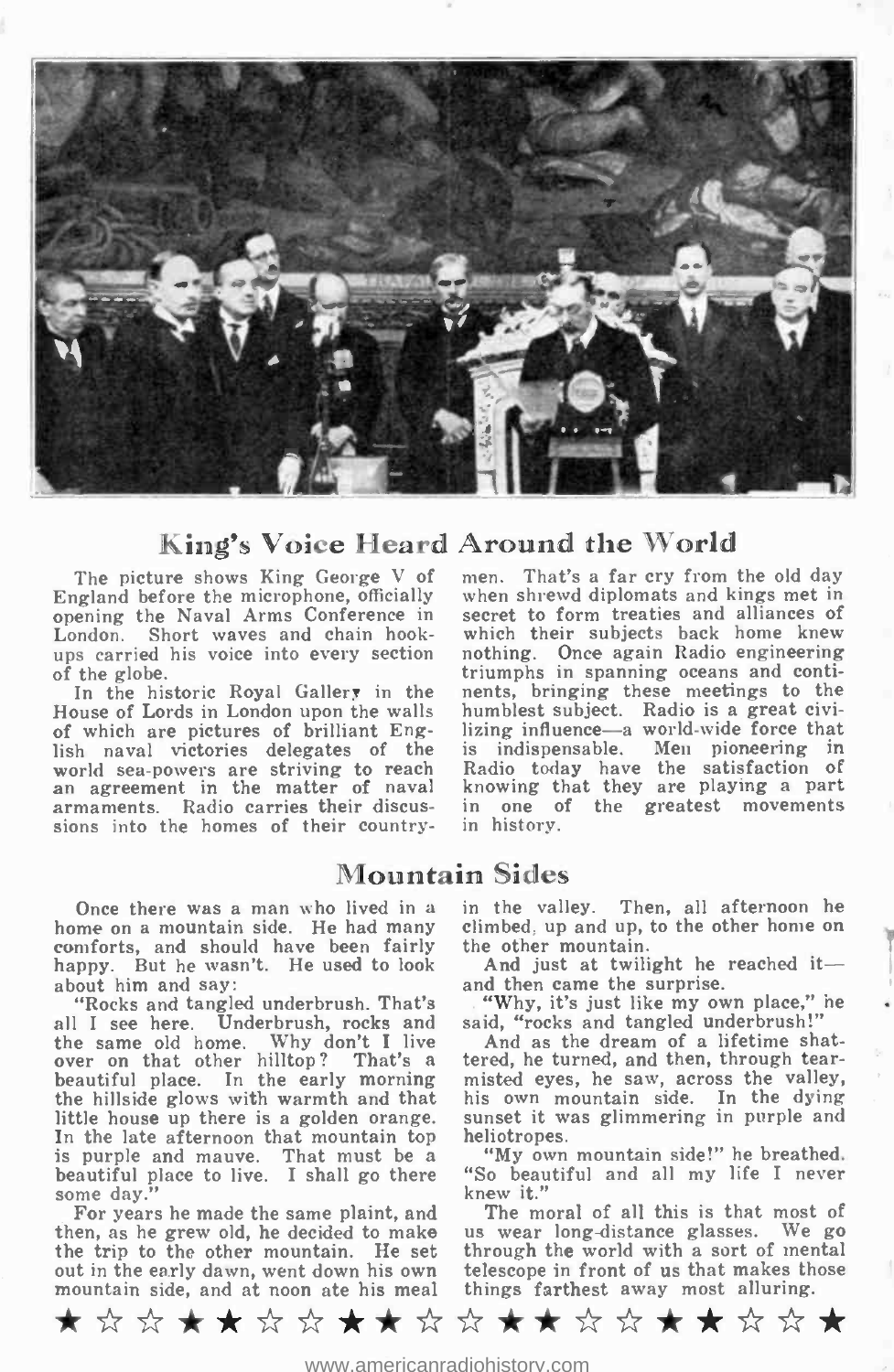## King's Voice Heard Around the World

The picture shows King George V of England before the microphone, officially opening the Naval Arms Conference in London. Short waves and chain hookups carried his voice into every section of the globe.

In the historic Royal Gallery in the House of Lords in London upon the walls of which are pictures of brilliant English naval victories delegates of the world sea-powers are striving to reach an agreement in the matter of naval armaments. Radio carries their discussions into the homes of their countrymen. That's a far cry from the old day when shrewd diplomats and kings met in secret to form treaties and alliances of which their subjects back home knew nothing. Once again Radio engineering triumphs in spanning oceans and continents, bringing these meetings to the humblest subject. Radio is a great civilizing influence—a world-wide force that is indispensable. Men pioneering in Radio today have the satisfaction of knowing that they are playing a part in one of the greatest movements in history.

## Mountain Sides

Once there was a man who lived in a home on a mountain side. He had many comforts, and should have been fairly happy. But he wasn't. He used to look about him and say:

"Rocks and tangled underbrush. That's all I see here. Underbrush, rocks and the same old home. Why don't I live over on that other hilltop? That's a beautiful place. In the early morning the hillside glows with warmth and that little house up there is a golden orange. In the late afternoon that mountain top is purple and mauve. That must be a beautiful place to live. I shall go there some day."

For years he made the same plaint, and then, as he grew old, he decided to make the trip to the other mountain. He set out in the early dawn, went down his own mountain side, and at noon ate his meal in the valley. Then, all afternoon he climbed, up and up, to the other home on the other mountain.

And just at twilight he reached it—and then came the surprise.

"Why, it's just like my own place," he said, "rocks and tangled underbrush!"

And as the dream of a lifetime shattered, he turned, and then, through tear-misted eyes, he saw, across the valley, his own mountain side. In the dying sunset it was glimmering in purple and heliotropes.

"My own mountain side!" he breathed. "So beautiful and all my life I never knew it."

The moral of all this is that most of us wear long-distance glasses. We go through the world with a sort of mental telescope in front of us that makes those things farthest away most alluring.